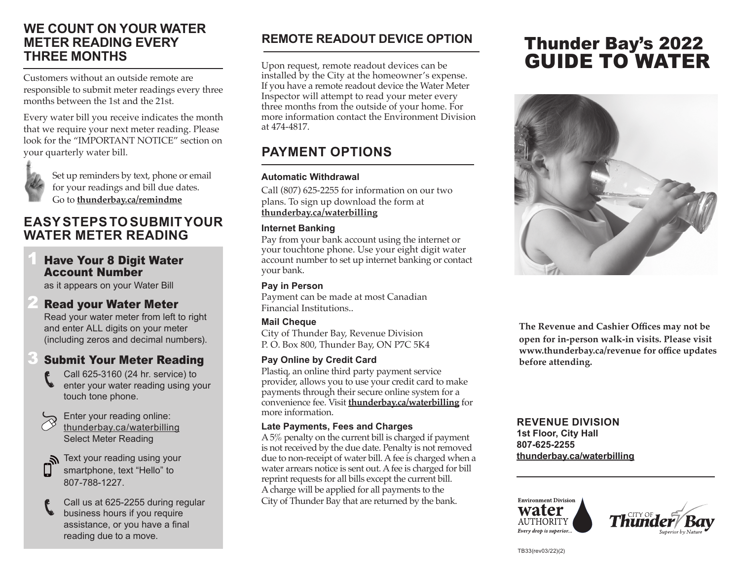# Thunder Bay's 2022 GUIDE TO WATER

The Revenue and Cashier Offices may not be open for in-person walk-in visits. Please visit www.thunderbay.ca/revenue for office updates before attending.

**REVENUE DIVISION**
**1st Floor, City Hall**
**807-625-2255**
**thunderbay.ca/waterbilling**

## WE COUNT ON YOUR WATER METER READING EVERY THREE MONTHS

Customers without an outside remote are responsible to submit meter readings every three months between the 1st and the 21st.

Every water bill you receive indicates the month that we require your next meter reading. Please look for the "IMPORTANT NOTICE" section on your quarterly water bill.

Set up reminders by text, phone or email for your readings and bill due dates. Go to **thunderbay.ca/remindme**

## EASY STEPS TO SUBMIT YOUR WATER METER READING

### 1 Have Your 8 Digit Water Account Number

as it appears on your Water Bill

### 2 Read your Water Meter

Read your water meter from left to right and enter ALL digits on your meter (including zeros and decimal numbers).

### 3 Submit Your Meter Reading

- Call 625-3160 (24 hr. service) to enter your water reading using your touch tone phone.
- Enter your reading online: thunderbay.ca/waterbilling Select Meter Reading
- Text your reading using your smartphone, text "Hello" to 807-788-1227.
- Call us at 625-2255 during regular business hours if you require assistance, or you have a final reading due to a move.

## REMOTE READOUT DEVICE OPTION

Upon request, remote readout devices can be installed by the City at the homeowner's expense. If you have a remote readout device the Water Meter Inspector will attempt to read your meter every three months from the outside of your home. For more information contact the Environment Division at 474-4817.

## PAYMENT OPTIONS

**Automatic Withdrawal**

Call (807) 625-2255 for information on our two plans. To sign up download the form at **thunderbay.ca/waterbilling**

**Internet Banking**

Pay from your bank account using the internet or your touchtone phone. Use your eight digit water account number to set up internet banking or contact your bank.

**Pay in Person**

Payment can be made at most Canadian Financial Institutions..

**Mail Cheque**

City of Thunder Bay, Revenue Division
P. O. Box 800, Thunder Bay, ON P7C 5K4

**Pay Online by Credit Card**

Plastiq, an online third party payment service provider, allows you to use your credit card to make payments through their secure online system for a convenience fee. Visit **thunderbay.ca/waterbilling** for more information.

**Late Payments, Fees and Charges**

A 5% penalty on the current bill is charged if payment is not received by the due date. Penalty is not removed due to non-receipt of water bill. A fee is charged when a water arrears notice is sent out. A fee is charged for bill reprint requests for all bills except the current bill. A charge will be applied for all payments to the City of Thunder Bay that are returned by the bank.

Environment Division water AUTHORITY *Every drop is superior...*

CITY OF Thunder Bay *Superior by Nature*

TB33(rev03/22)(2)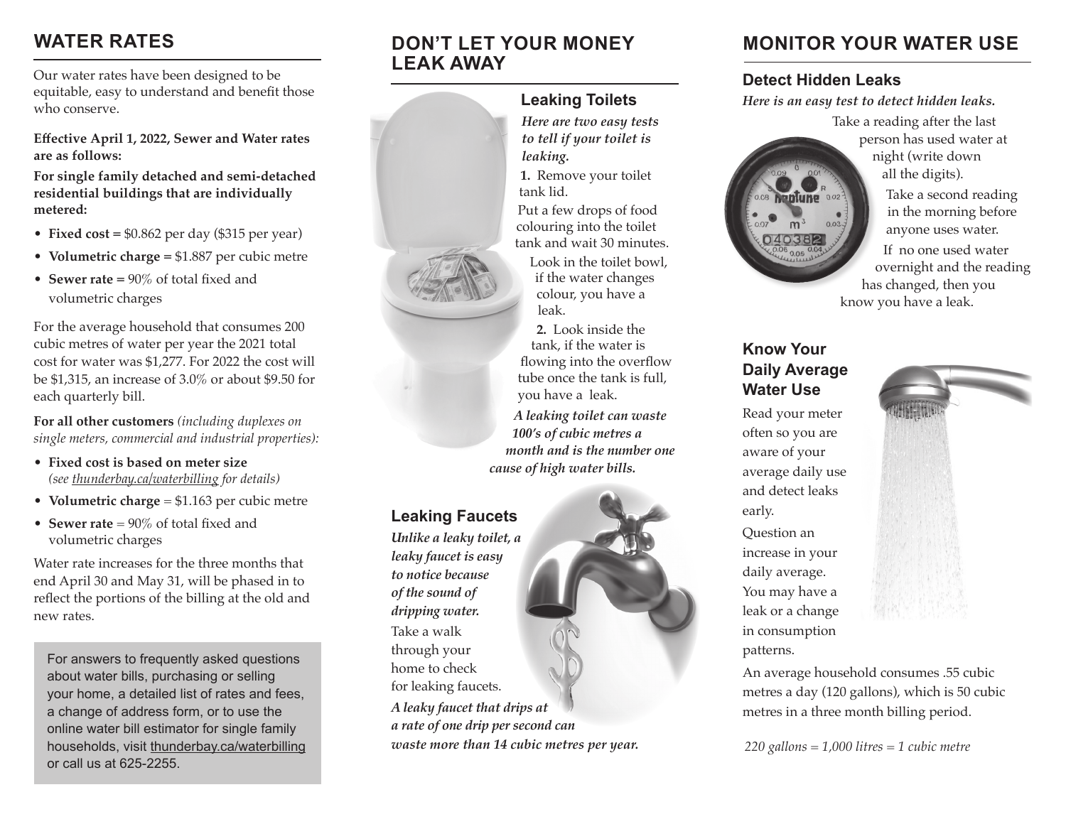## WATER RATES

Our water rates have been designed to be equitable, easy to understand and benefit those who conserve.

**Effective April 1, 2022, Sewer and Water rates are as follows:**

**For single family detached and semi-detached residential buildings that are individually metered:**

- **Fixed cost =** $0.862 per day ($315 per year)
- **Volumetric charge =** $1.887 per cubic metre
- **Sewer rate =** 90% of total fixed and volumetric charges

For the average household that consumes 200 cubic metres of water per year the 2021 total cost for water was $1,277. For 2022 the cost will be $1,315, an increase of 3.0% or about $9.50 for each quarterly bill.

**For all other customers** *(including duplexes on single meters, commercial and industrial properties):*

- **Fixed cost is based on meter size** *(see thunderbay.ca/waterbilling for details)*
- **Volumetric charge** = $1.163 per cubic metre
- **Sewer rate** = 90% of total fixed and volumetric charges

Water rate increases for the three months that end April 30 and May 31, will be phased in to reflect the portions of the billing at the old and new rates.

For answers to frequently asked questions about water bills, purchasing or selling your home, a detailed list of rates and fees, a change of address form, or to use the online water bill estimator for single family households, visit thunderbay.ca/waterbilling or call us at 625-2255.

## DON'T LET YOUR MONEY LEAK AWAY

### Leaking Toilets

***Here are two easy tests to tell if your toilet is leaking.***

**1.** Remove your toilet tank lid.

Put a few drops of food colouring into the toilet tank and wait 30 minutes.

Look in the toilet bowl, if the water changes colour, you have a leak.

**2.** Look inside the tank, if the water is flowing into the overflow tube once the tank is full, you have a leak.

***A leaking toilet can waste 100's of cubic metres a month and is the number one cause of high water bills.***

### Leaking Faucets

***Unlike a leaky toilet, a leaky faucet is easy to notice because of the sound of dripping water.***

Take a walk through your home to check for leaking faucets.

***A leaky faucet that drips at a rate of one drip per second can waste more than 14 cubic metres per year.***

## MONITOR YOUR WATER USE

### Detect Hidden Leaks

***Here is an easy test to detect hidden leaks.***

Take a reading after the last person has used water at night (write down all the digits).

Take a second reading in the morning before anyone uses water.

If no one used water overnight and the reading has changed, then you know you have a leak.

### Know Your Daily Average Water Use

Read your meter often so you are aware of your average daily use and detect leaks early.

Question an increase in your daily average. You may have a leak or a change in consumption patterns.

An average household consumes .55 cubic metres a day (120 gallons), which is 50 cubic metres in a three month billing period.

*220 gallons = 1,000 litres = 1 cubic metre*